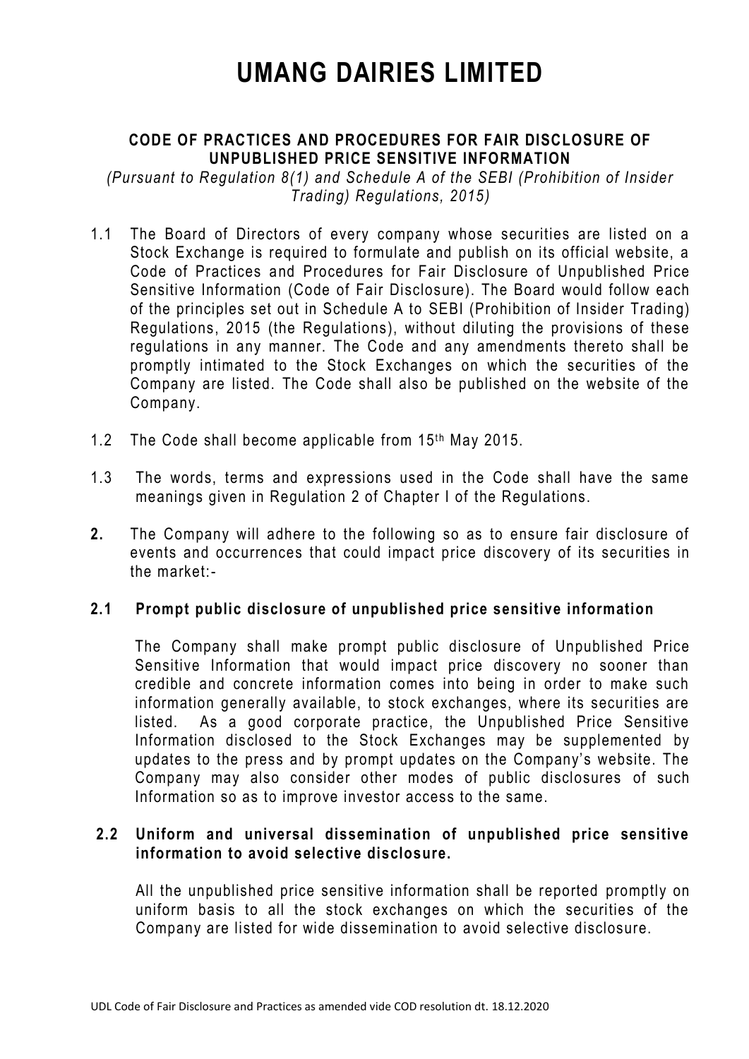# UMANG DAIRIES LIMITED

**CODE OF PRACTICES AND PROCEDURES FOR FAIR DISCLOSURE OF UNPUBLISHED PRICE SENSITIVE INFORMATION**

*(Pursuant to Regulation 8(1) and Schedule A of the SEBI (Prohibition of Insider Trading) Regulations, 2015)*

1.1 The Board of Directors of every company whose securities are listed on a Stock Exchange is required to formulate and publish on its official website, a Code of Practices and Procedures for Fair Disclosure of Unpublished Price Sensitive Information (Code of Fair Disclosure). The Board would follow each of the principles set out in Schedule A to SEBI (Prohibition of Insider Trading) Regulations, 2015 (the Regulations), without diluting the provisions of these regulations in any manner. The Code and any amendments thereto shall be promptly intimated to the Stock Exchanges on which the securities of the Company are listed. The Code shall also be published on the website of the Company.

1.2 The Code shall become applicable from 15th May 2015.

1.3 The words, terms and expressions used in the Code shall have the same meanings given in Regulation 2 of Chapter I of the Regulations.

**2.** The Company will adhere to the following so as to ensure fair disclosure of events and occurrences that could impact price discovery of its securities in the market:-

**2.1 Prompt public disclosure of unpublished price sensitive information**

The Company shall make prompt public disclosure of Unpublished Price Sensitive Information that would impact price discovery no sooner than credible and concrete information comes into being in order to make such information generally available, to stock exchanges, where its securities are listed. As a good corporate practice, the Unpublished Price Sensitive Information disclosed to the Stock Exchanges may be supplemented by updates to the press and by prompt updates on the Company's website. The Company may also consider other modes of public disclosures of such Information so as to improve investor access to the same.

**2.2 Uniform and universal dissemination of unpublished price sensitive information to avoid selective disclosure.**

All the unpublished price sensitive information shall be reported promptly on uniform basis to all the stock exchanges on which the securities of the Company are listed for wide dissemination to avoid selective disclosure.

UDL Code of Fair Disclosure and Practices as amended vide COD resolution dt. 18.12.2020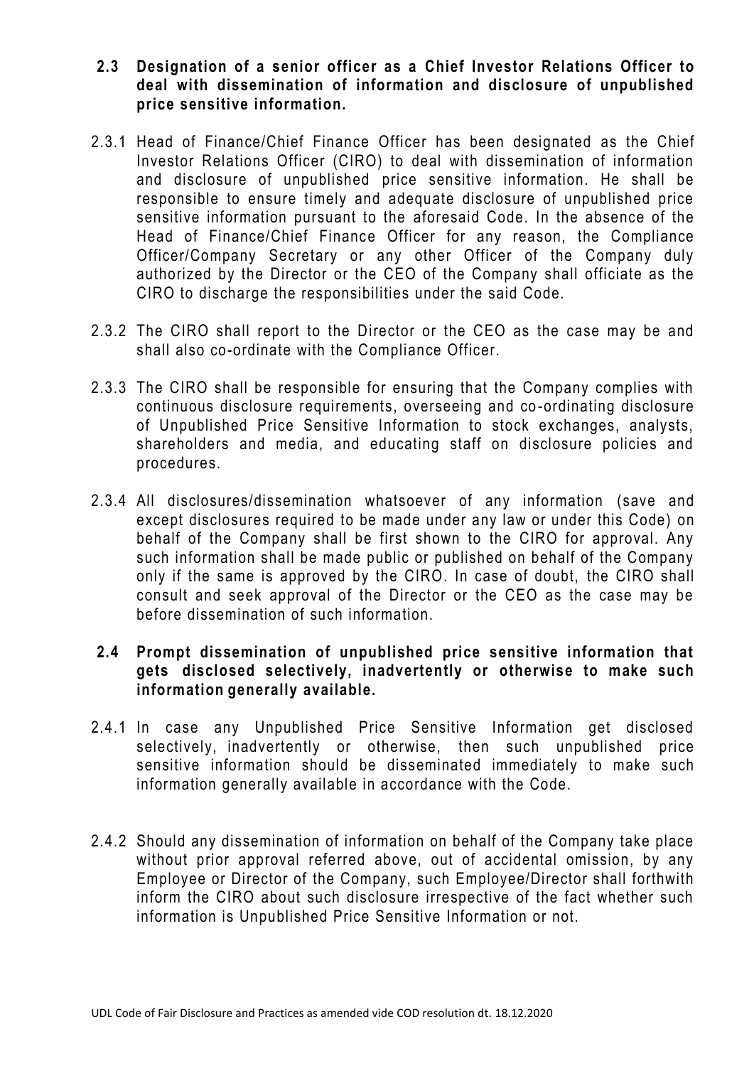### 2.3 Designation of a senior officer as a Chief Investor Relations Officer to deal with dissemination of information and disclosure of unpublished price sensitive information.

2.3.1 Head of Finance/Chief Finance Officer has been designated as the Chief Investor Relations Officer (CIRO) to deal with dissemination of information and disclosure of unpublished price sensitive information. He shall be responsible to ensure timely and adequate disclosure of unpublished price sensitive information pursuant to the aforesaid Code. In the absence of the Head of Finance/Chief Finance Officer for any reason, the Compliance Officer/Company Secretary or any other Officer of the Company duly authorized by the Director or the CEO of the Company shall officiate as the CIRO to discharge the responsibilities under the said Code.

2.3.2 The CIRO shall report to the Director or the CEO as the case may be and shall also co-ordinate with the Compliance Officer.

2.3.3 The CIRO shall be responsible for ensuring that the Company complies with continuous disclosure requirements, overseeing and co-ordinating disclosure of Unpublished Price Sensitive Information to stock exchanges, analysts, shareholders and media, and educating staff on disclosure policies and procedures.

2.3.4 All disclosures/dissemination whatsoever of any information (save and except disclosures required to be made under any law or under this Code) on behalf of the Company shall be first shown to the CIRO for approval. Any such information shall be made public or published on behalf of the Company only if the same is approved by the CIRO. In case of doubt, the CIRO shall consult and seek approval of the Director or the CEO as the case may be before dissemination of such information.

### 2.4 Prompt dissemination of unpublished price sensitive information that gets disclosed selectively, inadvertently or otherwise to make such information generally available.

2.4.1 In case any Unpublished Price Sensitive Information get disclosed selectively, inadvertently or otherwise, then such unpublished price sensitive information should be disseminated immediately to make such information generally available in accordance with the Code.

2.4.2 Should any dissemination of information on behalf of the Company take place without prior approval referred above, out of accidental omission, by any Employee or Director of the Company, such Employee/Director shall forthwith inform the CIRO about such disclosure irrespective of the fact whether such information is Unpublished Price Sensitive Information or not.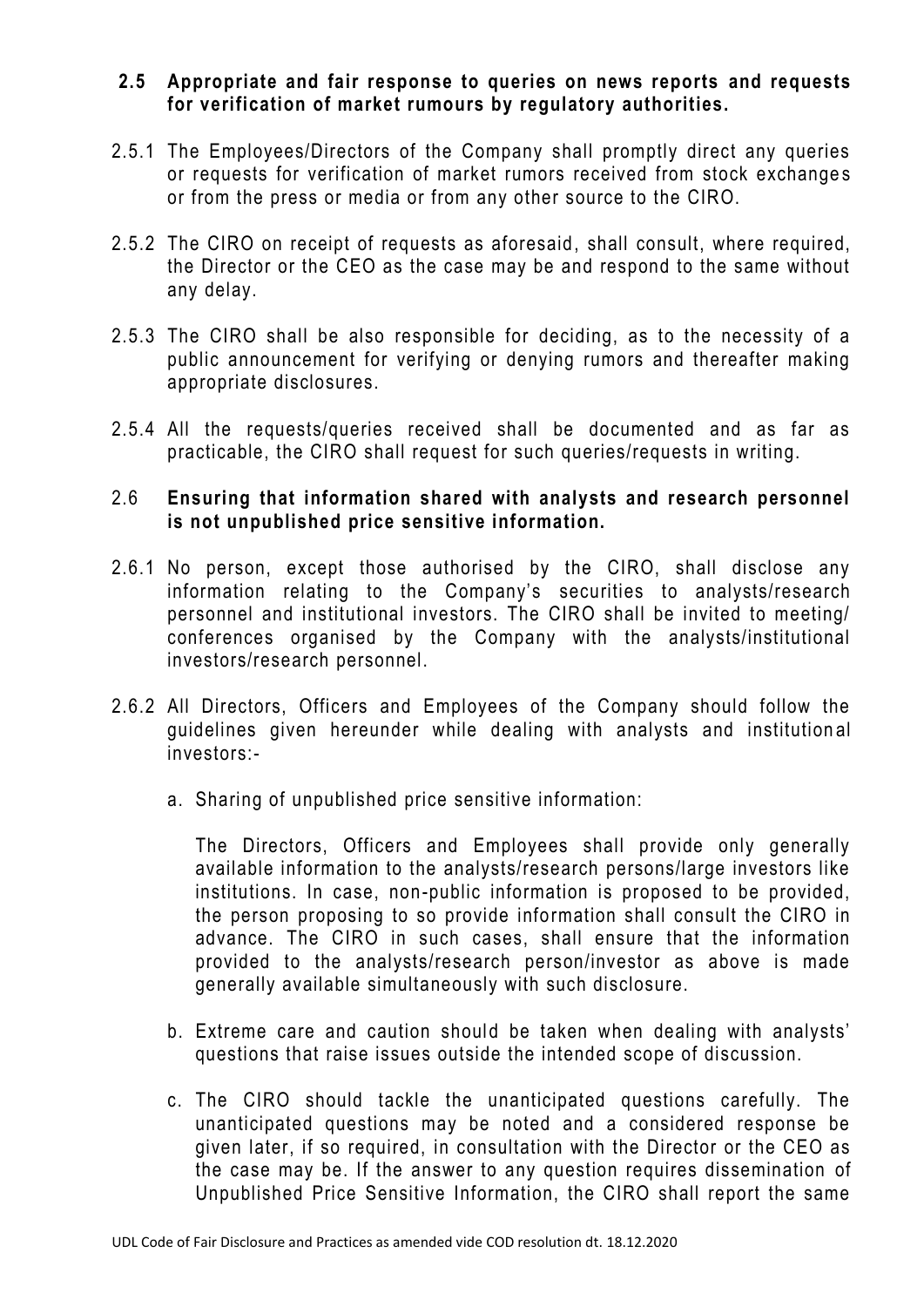**2.5 Appropriate and fair response to queries on news reports and requests for verification of market rumours by regulatory authorities.**

2.5.1 The Employees/Directors of the Company shall promptly direct any queries or requests for verification of market rumors received from stock exchanges or from the press or media or from any other source to the CIRO.

2.5.2 The CIRO on receipt of requests as aforesaid, shall consult, where required, the Director or the CEO as the case may be and respond to the same without any delay.

2.5.3 The CIRO shall be also responsible for deciding, as to the necessity of a public announcement for verifying or denying rumors and thereafter making appropriate disclosures.

2.5.4 All the requests/queries received shall be documented and as far as practicable, the CIRO shall request for such queries/requests in writing.

2.6 **Ensuring that information shared with analysts and research personnel is not unpublished price sensitive information.**

2.6.1 No person, except those authorised by the CIRO, shall disclose any information relating to the Company's securities to analysts/research personnel and institutional investors. The CIRO shall be invited to meeting/ conferences organised by the Company with the analysts/institutional investors/research personnel.

2.6.2 All Directors, Officers and Employees of the Company should follow the guidelines given hereunder while dealing with analysts and institutional investors:-

a. Sharing of unpublished price sensitive information:

   The Directors, Officers and Employees shall provide only generally available information to the analysts/research persons/large investors like institutions. In case, non-public information is proposed to be provided, the person proposing to so provide information shall consult the CIRO in advance. The CIRO in such cases, shall ensure that the information provided to the analysts/research person/investor as above is made generally available simultaneously with such disclosure.

b. Extreme care and caution should be taken when dealing with analysts' questions that raise issues outside the intended scope of discussion.

c. The CIRO should tackle the unanticipated questions carefully. The unanticipated questions may be noted and a considered response be given later, if so required, in consultation with the Director or the CEO as the case may be. If the answer to any question requires dissemination of Unpublished Price Sensitive Information, the CIRO shall report the same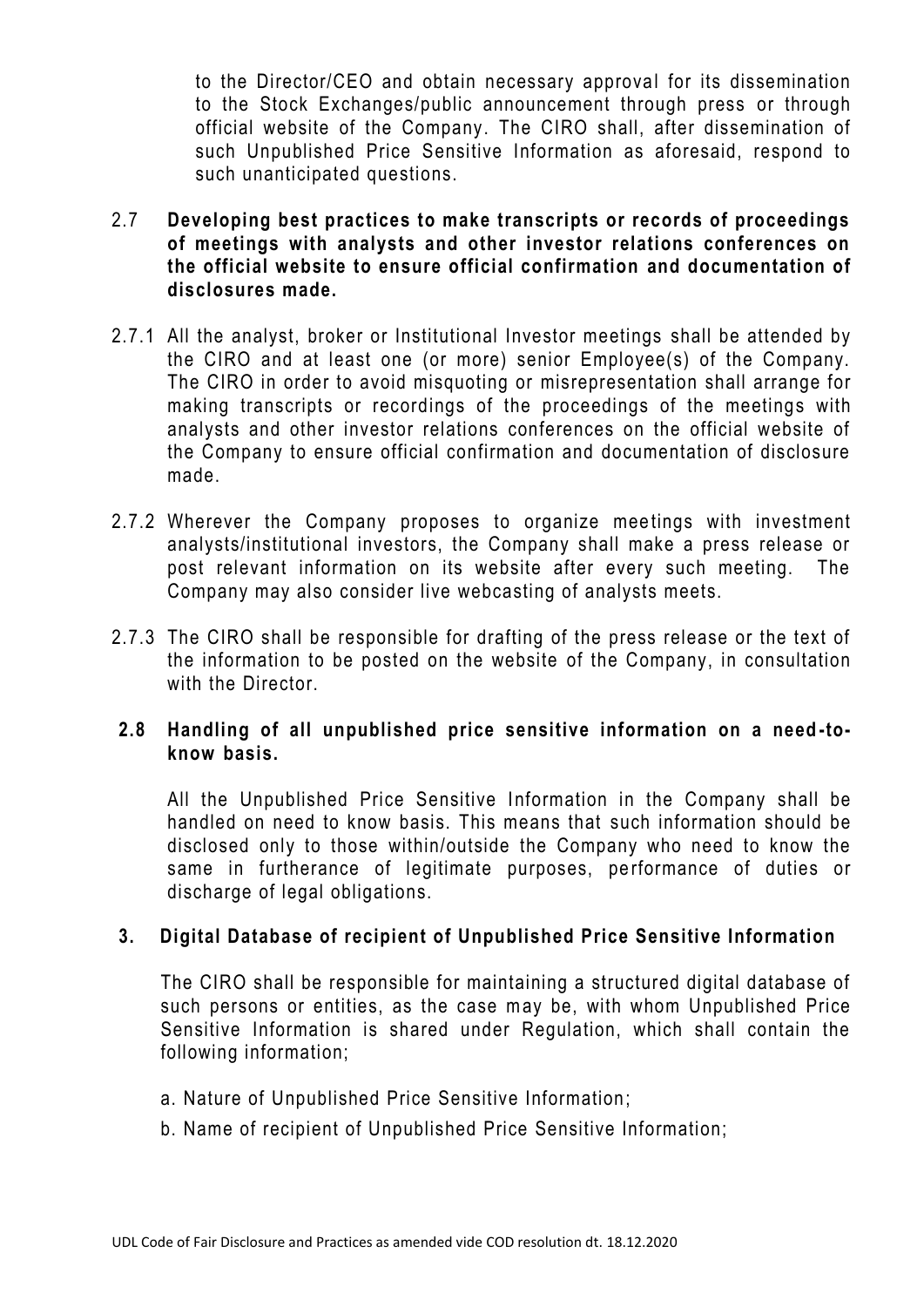to the Director/CEO and obtain necessary approval for its dissemination to the Stock Exchanges/public announcement through press or through official website of the Company. The CIRO shall, after dissemination of such Unpublished Price Sensitive Information as aforesaid, respond to such unanticipated questions.

2.7 **Developing best practices to make transcripts or records of proceedings of meetings with analysts and other investor relations conferences on the official website to ensure official confirmation and documentation of disclosures made.**

2.7.1 All the analyst, broker or Institutional Investor meetings shall be attended by the CIRO and at least one (or more) senior Employee(s) of the Company. The CIRO in order to avoid misquoting or misrepresentation shall arrange for making transcripts or recordings of the proceedings of the meetings with analysts and other investor relations conferences on the official website of the Company to ensure official confirmation and documentation of disclosure made.

2.7.2 Wherever the Company proposes to organize meetings with investment analysts/institutional investors, the Company shall make a press release or post relevant information on its website after every such meeting. The Company may also consider live webcasting of analysts meets.

2.7.3 The CIRO shall be responsible for drafting of the press release or the text of the information to be posted on the website of the Company, in consultation with the Director.

**2.8 Handling of all unpublished price sensitive information on a need-to-know basis.**

All the Unpublished Price Sensitive Information in the Company shall be handled on need to know basis. This means that such information should be disclosed only to those within/outside the Company who need to know the same in furtherance of legitimate purposes, performance of duties or discharge of legal obligations.

**3. Digital Database of recipient of Unpublished Price Sensitive Information**

The CIRO shall be responsible for maintaining a structured digital database of such persons or entities, as the case may be, with whom Unpublished Price Sensitive Information is shared under Regulation, which shall contain the following information;

a. Nature of Unpublished Price Sensitive Information;

b. Name of recipient of Unpublished Price Sensitive Information;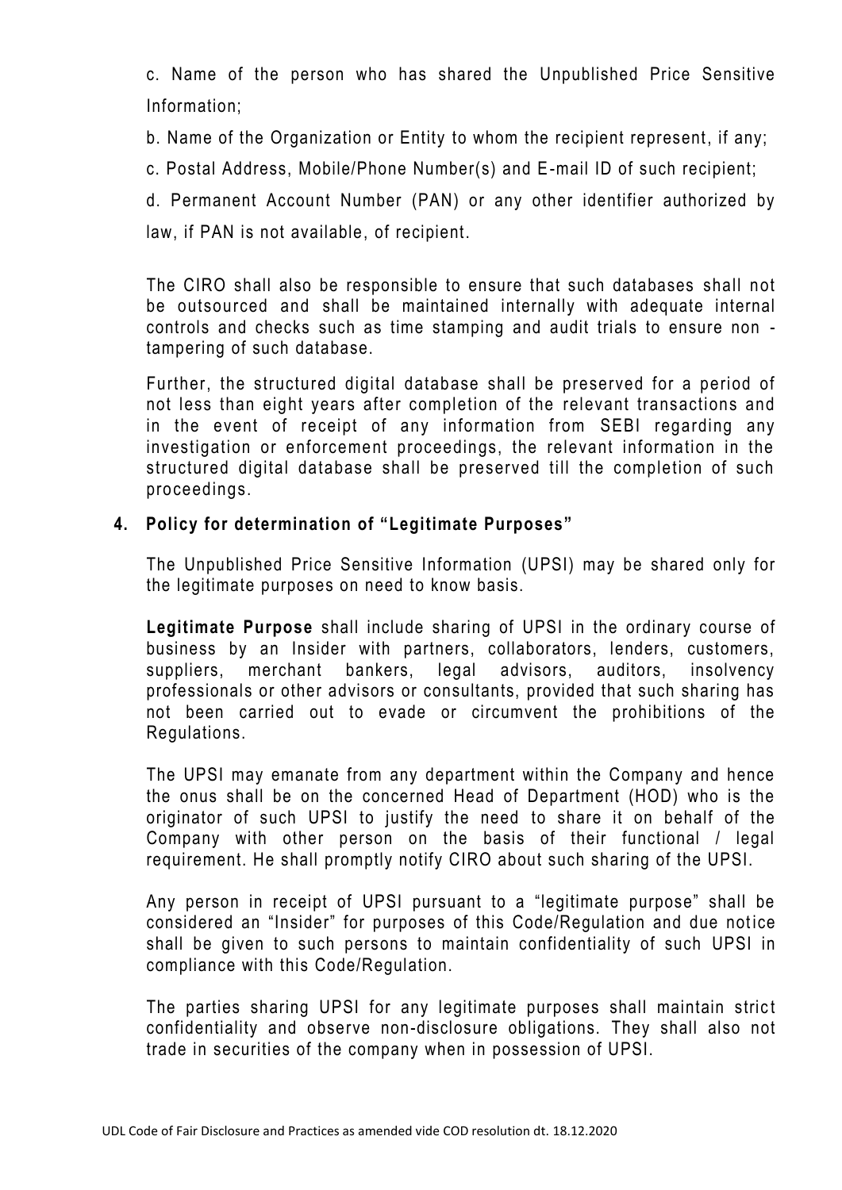c. Name of the person who has shared the Unpublished Price Sensitive Information;

b. Name of the Organization or Entity to whom the recipient represent, if any;

c. Postal Address, Mobile/Phone Number(s) and E-mail ID of such recipient;

d. Permanent Account Number (PAN) or any other identifier authorized by law, if PAN is not available, of recipient.

The CIRO shall also be responsible to ensure that such databases shall not be outsourced and shall be maintained internally with adequate internal controls and checks such as time stamping and audit trials to ensure non - tampering of such database.

Further, the structured digital database shall be preserved for a period of not less than eight years after completion of the relevant transactions and in the event of receipt of any information from SEBI regarding any investigation or enforcement proceedings, the relevant information in the structured digital database shall be preserved till the completion of such proceedings.

**4. Policy for determination of "Legitimate Purposes"**

The Unpublished Price Sensitive Information (UPSI) may be shared only for the legitimate purposes on need to know basis.

**Legitimate Purpose** shall include sharing of UPSI in the ordinary course of business by an Insider with partners, collaborators, lenders, customers, suppliers, merchant bankers, legal advisors, auditors, insolvency professionals or other advisors or consultants, provided that such sharing has not been carried out to evade or circumvent the prohibitions of the Regulations.

The UPSI may emanate from any department within the Company and hence the onus shall be on the concerned Head of Department (HOD) who is the originator of such UPSI to justify the need to share it on behalf of the Company with other person on the basis of their functional / legal requirement. He shall promptly notify CIRO about such sharing of the UPSI.

Any person in receipt of UPSI pursuant to a "legitimate purpose" shall be considered an "Insider" for purposes of this Code/Regulation and due notice shall be given to such persons to maintain confidentiality of such UPSI in compliance with this Code/Regulation.

The parties sharing UPSI for any legitimate purposes shall maintain strict confidentiality and observe non-disclosure obligations. They shall also not trade in securities of the company when in possession of UPSI.